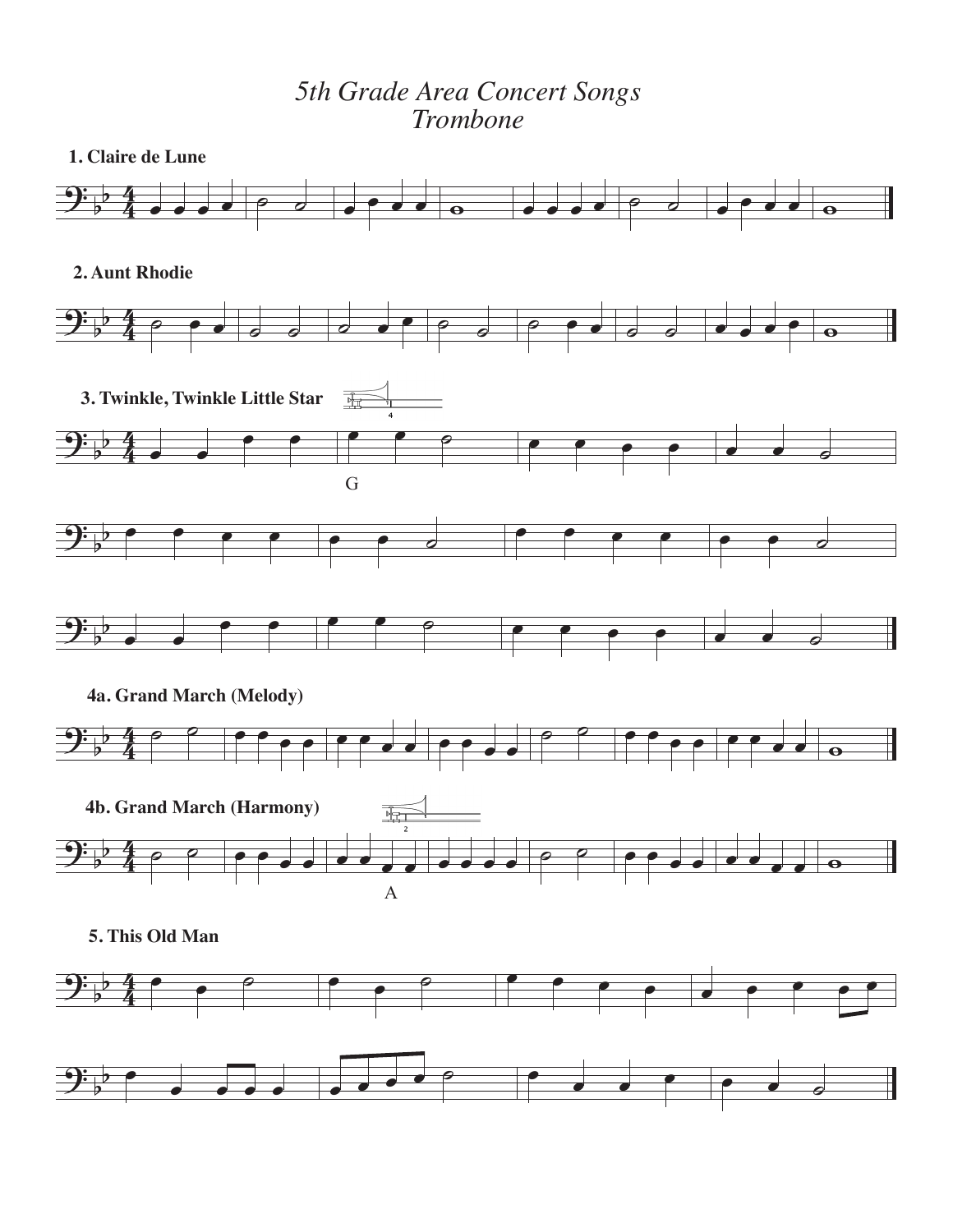# *5th Grade Area Concert Songs*
# *Trombone*

**1. Claire de Lune**

**2. Aunt Rhodie**

**3. Twinkle, Twinkle Little Star**

4

G

**4a. Grand March (Melody)**

**4b. Grand March (Harmony)**

2

A

**5. This Old Man**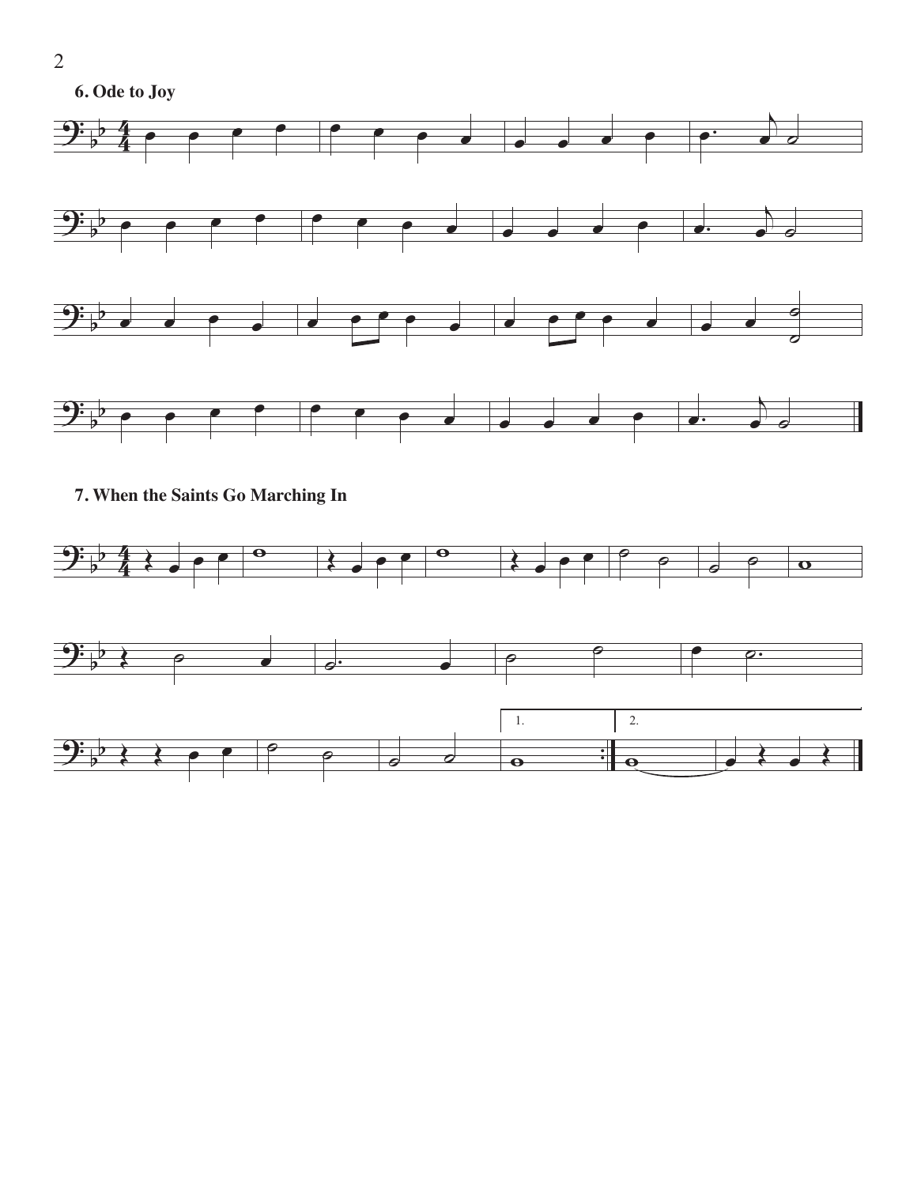**6. Ode to Joy**

**7. When the Saints Go Marching In**

1.

2.